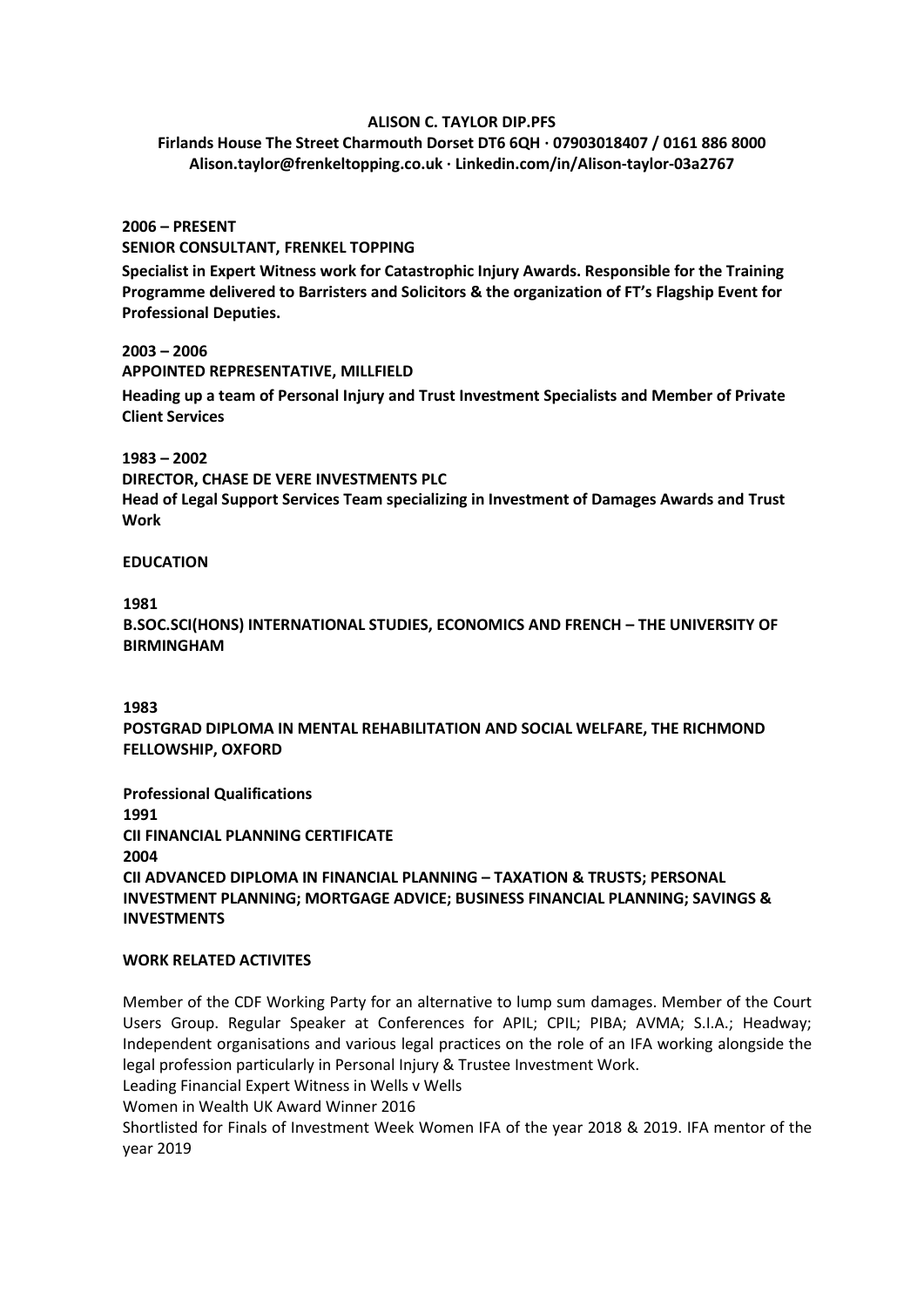**ALISON C. TAYLOR DIP.PFS**

**Firlands House The Street Charmouth Dorset DT6 6QH · 07903018407 / 0161 886 8000**
**Alison.taylor@frenkeltopping.co.uk · Linkedin.com/in/Alison-taylor-03a2767**

**2006 – PRESENT**

**SENIOR CONSULTANT, FRENKEL TOPPING**

**Specialist in Expert Witness work for Catastrophic Injury Awards. Responsible for the Training Programme delivered to Barristers and Solicitors & the organization of FT's Flagship Event for Professional Deputies.**

**2003 – 2006**

**APPOINTED REPRESENTATIVE, MILLFIELD**

**Heading up a team of Personal Injury and Trust Investment Specialists and Member of Private Client Services**

**1983 – 2002**

**DIRECTOR, CHASE DE VERE INVESTMENTS PLC**

**Head of Legal Support Services Team specializing in Investment of Damages Awards and Trust Work**

**EDUCATION**

**1981**

**B.SOC.SCI(HONS) INTERNATIONAL STUDIES, ECONOMICS AND FRENCH – THE UNIVERSITY OF BIRMINGHAM**

**1983**

**POSTGRAD DIPLOMA IN MENTAL REHABILITATION AND SOCIAL WELFARE, THE RICHMOND FELLOWSHIP, OXFORD**

**Professional Qualifications**

**1991**

**CII FINANCIAL PLANNING CERTIFICATE**

**2004**

**CII ADVANCED DIPLOMA IN FINANCIAL PLANNING – TAXATION & TRUSTS; PERSONAL INVESTMENT PLANNING; MORTGAGE ADVICE; BUSINESS FINANCIAL PLANNING; SAVINGS & INVESTMENTS**

**WORK RELATED ACTIVITES**

Member of the CDF Working Party for an alternative to lump sum damages. Member of the Court Users Group. Regular Speaker at Conferences for APIL; CPIL; PIBA; AVMA; S.I.A.; Headway; Independent organisations and various legal practices on the role of an IFA working alongside the legal profession particularly in Personal Injury & Trustee Investment Work.

Leading Financial Expert Witness in Wells v Wells

Women in Wealth UK Award Winner 2016

Shortlisted for Finals of Investment Week Women IFA of the year 2018 & 2019. IFA mentor of the year 2019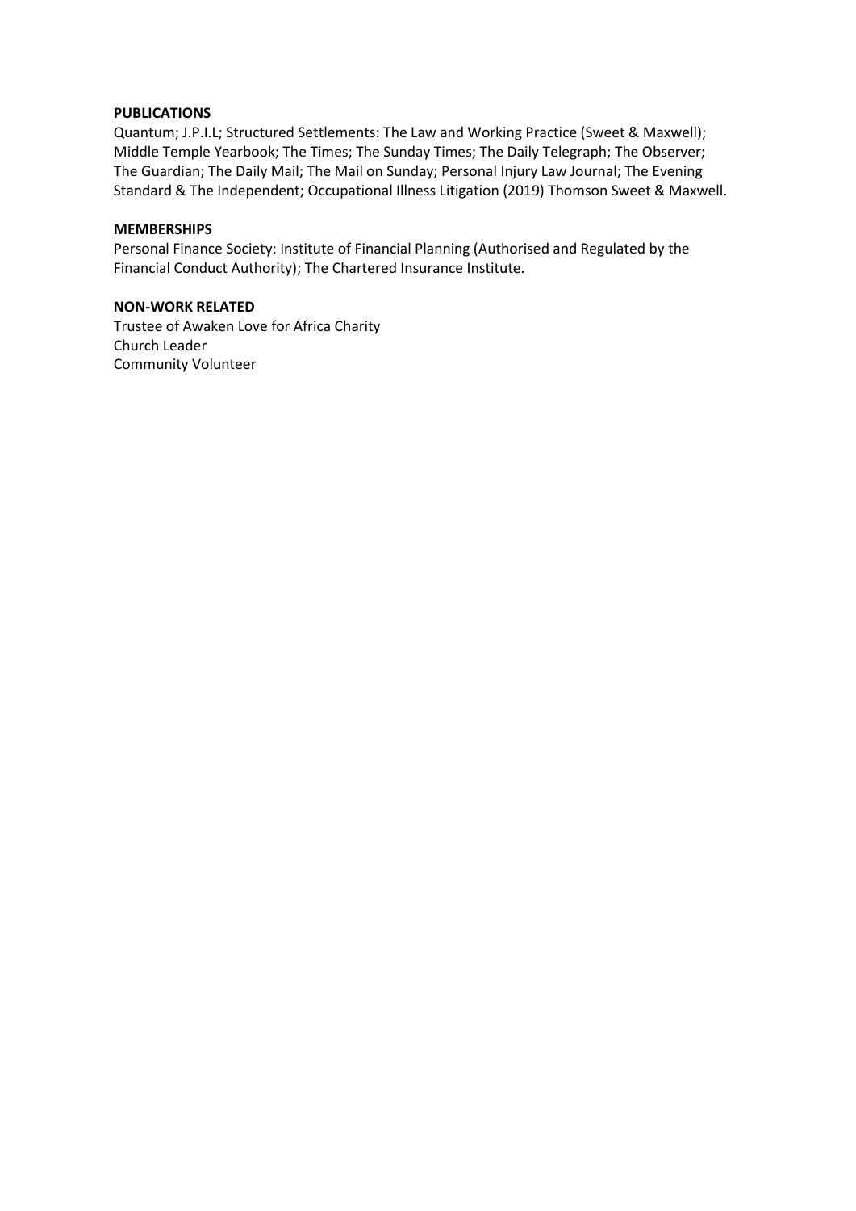**PUBLICATIONS**

Quantum; J.P.I.L; Structured Settlements: The Law and Working Practice (Sweet & Maxwell); Middle Temple Yearbook; The Times; The Sunday Times; The Daily Telegraph; The Observer; The Guardian; The Daily Mail; The Mail on Sunday; Personal Injury Law Journal; The Evening Standard & The Independent; Occupational Illness Litigation (2019) Thomson Sweet & Maxwell.

**MEMBERSHIPS**

Personal Finance Society: Institute of Financial Planning (Authorised and Regulated by the Financial Conduct Authority); The Chartered Insurance Institute.

**NON-WORK RELATED**

Trustee of Awaken Love for Africa Charity
Church Leader
Community Volunteer